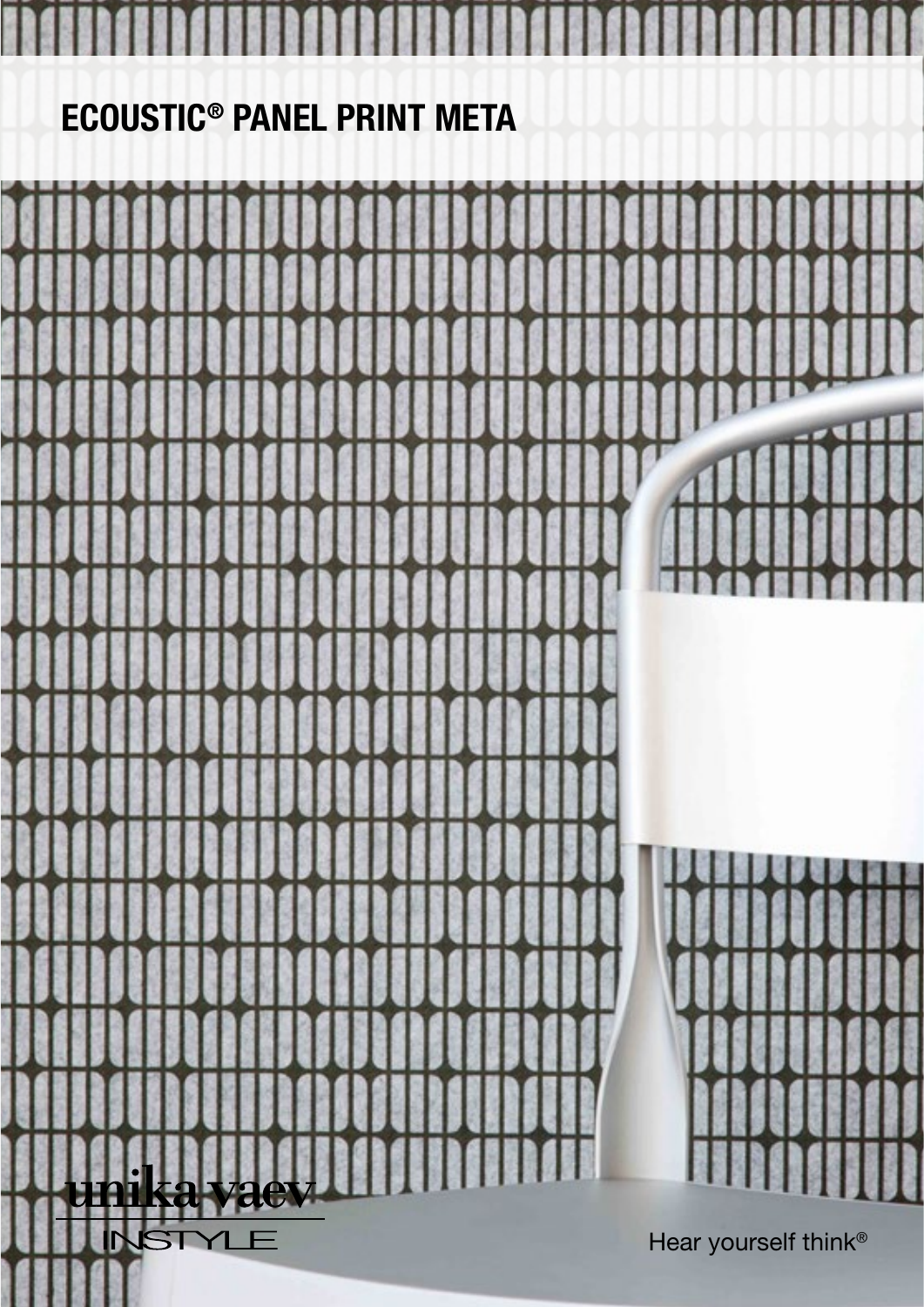# ECOUSTIC® PANEL PRINT META

unika vaev
INSTYLE

Hear yourself think®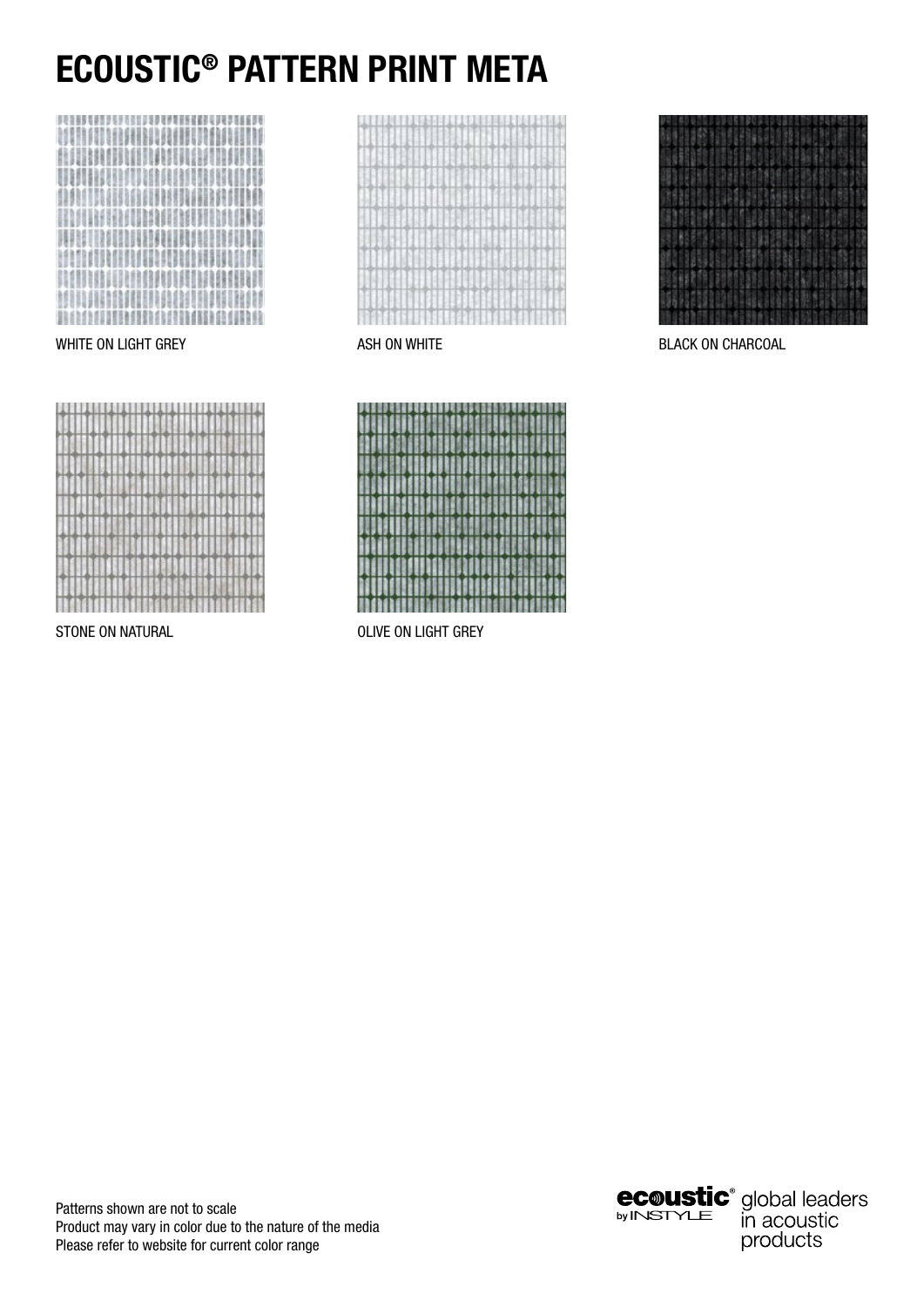# ECOUSTIC® PATTERN PRINT META

WHITE ON LIGHT GREY

ASH ON WHITE

BLACK ON CHARCOAL

STONE ON NATURAL

OLIVE ON LIGHT GREY

Patterns shown are not to scale
Product may vary in color due to the nature of the media
Please refer to website for current color range

ecoustic® by INSTYLE global leaders in acoustic products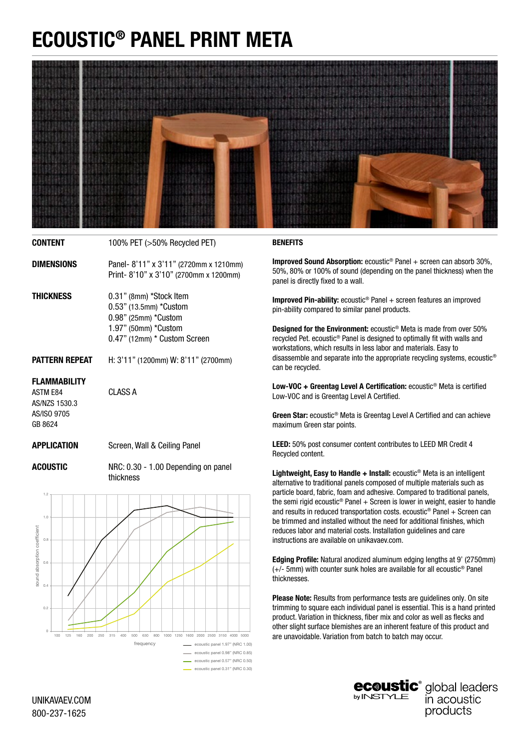# ECOUSTIC® PANEL PRINT META

| | |
|---|---|
| **CONTENT** | 100% PET (>50% Recycled PET) |
| **DIMENSIONS** | Panel- 8'11" x 3'11" (2720mm x 1210mm)<br>Print- 8'10" x 3'10" (2700mm x 1200mm) |
| **THICKNESS** | 0.31" (8mm) *Stock Item<br>0.53" (13.5mm) *Custom<br>0.98" (25mm) *Custom<br>1.97" (50mm) *Custom<br>0.47" (12mm) * Custom Screen |
| **PATTERN REPEAT** | H: 3'11" (1200mm) W: 8'11" (2700mm) |
| **FLAMMABILITY**<br>ASTM E84<br>AS/NZS 1530.3<br>AS/ISO 9705<br>GB 8624 | CLASS A |
| **APPLICATION** | Screen, Wall & Ceiling Panel |
| **ACOUSTIC** | NRC: 0.30 - 1.00 Depending on panel thickness |

sound absorption coefficient
1.2
1.0
0.8
0.6
0.4
0.2
0
100 125 160 200 250 315 400 500 630 800 1000 1250 1600 2000 2500 3150 4000 5000
frequency

ecoustic panel 1.97" (NRC 1.00)
ecoustic panel 0.98" (NRC 0.85)
ecoustic panel 0.57" (NRC 0.50)
ecoustic panel 0.31" (NRC 0.30)

**BENEFITS**

**Improved Sound Absorption:** ecoustic® Panel + screen can absorb 30%, 50%, 80% or 100% of sound (depending on the panel thickness) when the panel is directly fixed to a wall.

**Improved Pin-ability:** ecoustic® Panel + screen features an improved pin-ability compared to similar panel products.

**Designed for the Environment:** ecoustic® Meta is made from over 50% recycled Pet. ecoustic® Panel is designed to optimally fit with walls and workstations, which results in less labor and materials. Easy to disassemble and separate into the appropriate recycling systems, ecoustic® can be recycled.

**Low-VOC + Greentag Level A Certification:** ecoustic® Meta is certified Low-VOC and is Greentag Level A Certified.

**Green Star:** ecoustic® Meta is Greentag Level A Certified and can achieve maximum Green star points.

**LEED:** 50% post consumer content contributes to LEED MR Credit 4 Recycled content.

**Lightweight, Easy to Handle + Install:** ecoustic® Meta is an intelligent alternative to traditional panels composed of multiple materials such as particle board, fabric, foam and adhesive. Compared to traditional panels, the semi rigid ecoustic® Panel + Screen is lower in weight, easier to handle and results in reduced transportation costs. ecoustic® Panel + Screen can be trimmed and installed without the need for additional finishes, which reduces labor and material costs. Installation guidelines and care instructions are available on unikavaev.com.

**Edging Profile:** Natural anodized aluminum edging lengths at 9' (2750mm) (+/- 5mm) with counter sunk holes are available for all ecoustic® Panel thicknesses.

**Please Note:** Results from performance tests are guidelines only. On site trimming to square each individual panel is essential. This is a hand printed product. Variation in thickness, fiber mix and color as well as flecks and other slight surface blemishes are an inherent feature of this product and are unavoidable. Variation from batch to batch may occur.

UNIKAVAEV.COM
800-237-1625

ecoustic® by INSTYLE global leaders in acoustic products